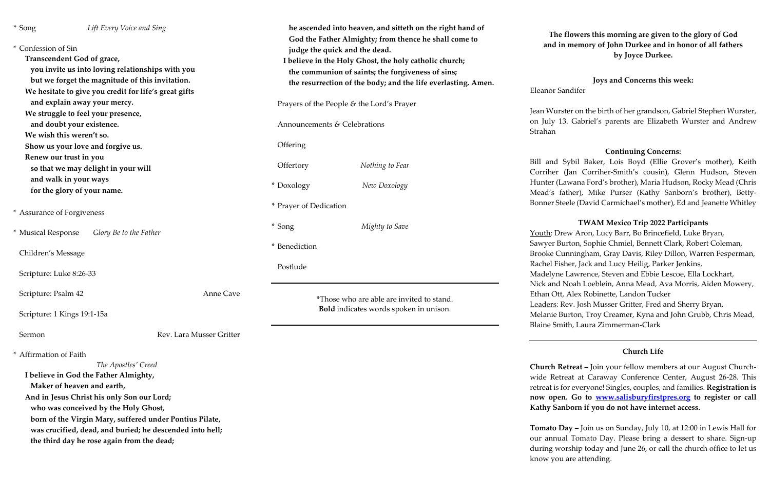\* Song *Lift Every Voice and Sing*

\* Confession of Sin

**Transcendent God of grace,**
**you invite us into loving relationships with you**
**but we forget the magnitude of this invitation.**
**We hesitate to give you credit for life's great gifts**
**and explain away your mercy.**
**We struggle to feel your presence,**
**and doubt your existence.**
**We wish this weren't so.**
**Show us your love and forgive us.**
**Renew our trust in you**
**so that we may delight in your will**
**and walk in your ways**
**for the glory of your name.**

\* Assurance of Forgiveness

\* Musical Response *Glory Be to the Father*

Children's Message

Scripture: Luke 8:26-33

Scripture: Psalm 42 Anne Cave

Scripture: 1 Kings 19:1-15a

Sermon Rev. Lara Musser Gritter

\* Affirmation of Faith

*The Apostles' Creed*

**I believe in God the Father Almighty,**
**Maker of heaven and earth,**
**And in Jesus Christ his only Son our Lord;**
**who was conceived by the Holy Ghost,**
**born of the Virgin Mary, suffered under Pontius Pilate,**
**was crucified, dead, and buried; he descended into hell;**
**the third day he rose again from the dead;**
**he ascended into heaven, and sitteth on the right hand of God the Father Almighty; from thence he shall come to judge the quick and the dead.**
**I believe in the Holy Ghost, the holy catholic church;**
**the communion of saints; the forgiveness of sins;**
**the resurrection of the body; and the life everlasting. Amen.**

Prayers of the People & the Lord's Prayer

Announcements & Celebrations

Offering

Offertory *Nothing to Fear*

\* Doxology *New Doxology*

\* Prayer of Dedication

\* Song *Mighty to Save*

\* Benediction

Postlude

---

\*Those who are able are invited to stand.
**Bold** indicates words spoken in unison.

---

**The flowers this morning are given to the glory of God and in memory of John Durkee and in honor of all fathers by Joyce Durkee.**

**Joys and Concerns this week:**

Eleanor Sandifer

Jean Wurster on the birth of her grandson, Gabriel Stephen Wurster, on July 13. Gabriel's parents are Elizabeth Wurster and Andrew Strahan

**Continuing Concerns:**

Bill and Sybil Baker, Lois Boyd (Ellie Grover's mother), Keith Corriher (Jan Corriher-Smith's cousin), Glenn Hudson, Steven Hunter (Lawana Ford's brother), Maria Hudson, Rocky Mead (Chris Mead's father), Mike Purser (Kathy Sanborn's brother), Betty-Bonner Steele (David Carmichael's mother), Ed and Jeanette Whitley

**TWAM Mexico Trip 2022 Participants**

Youth: Drew Aron, Lucy Barr, Bo Brincefield, Luke Bryan, Sawyer Burton, Sophie Chmiel, Bennett Clark, Robert Coleman, Brooke Cunningham, Gray Davis, Riley Dillon, Warren Fesperman, Rachel Fisher, Jack and Lucy Heilig, Parker Jenkins, Madelyne Lawrence, Steven and Ebbie Lescoe, Ella Lockhart, Nick and Noah Loeblein, Anna Mead, Ava Morris, Aiden Mowery, Ethan Ott, Alex Robinette, Landon Tucker

Leaders: Rev. Josh Musser Gritter, Fred and Sherry Bryan, Melanie Burton, Troy Creamer, Kyna and John Grubb, Chris Mead, Blaine Smith, Laura Zimmerman-Clark

---

**Church Life**

**Church Retreat –** Join your fellow members at our August Church-wide Retreat at Caraway Conference Center, August 26-28. This retreat is for everyone! Singles, couples, and families. **Registration is now open. Go to www.salisburyfirstpres.org to register or call Kathy Sanborn if you do not have internet access.**

**Tomato Day –** Join us on Sunday, July 10, at 12:00 in Lewis Hall for our annual Tomato Day. Please bring a dessert to share. Sign-up during worship today and June 26, or call the church office to let us know you are attending.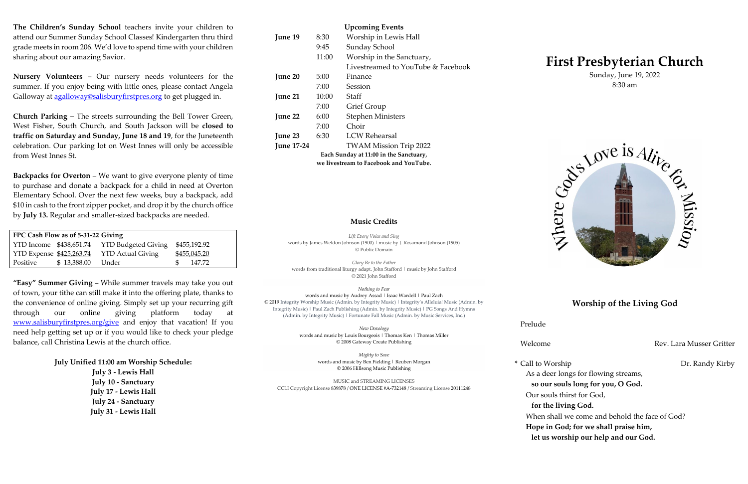**The Children's Sunday School** teachers invite your children to attend our Summer Sunday School Classes! Kindergarten thru third grade meets in room 206. We'd love to spend time with your children sharing about our amazing Savior.

**Nursery Volunteers –** Our nursery needs volunteers for the summer. If you enjoy being with little ones, please contact Angela Galloway at agalloway@salisburyfirstpres.org to get plugged in.

**Church Parking –** The streets surrounding the Bell Tower Green, West Fisher, South Church, and South Jackson will be **closed to traffic on Saturday and Sunday, June 18 and 19**, for the Juneteenth celebration. Our parking lot on West Innes will only be accessible from West Innes St.

**Backpacks for Overton** – We want to give everyone plenty of time to purchase and donate a backpack for a child in need at Overton Elementary School. Over the next few weeks, buy a backpack, add $10 in cash to the front zipper pocket, and drop it by the church office by **July 13.** Regular and smaller-sized backpacks are needed.

| **FPC Cash Flow as of 5-31-22 Giving** | | | |
|---|---|---|---|
| YTD Income | $438,651.74 | YTD Budgeted Giving | $455,192.92 |
| YTD Expense | $425,263.74 | YTD Actual Giving | $455,045.20 |
| Positive | $ 13,388.00 | Under | $ 147.72 |

**"Easy" Summer Giving** – While summer travels may take you out of town, your tithe can still make it into the offering plate, thanks to the convenience of online giving. Simply set up your recurring gift through our online giving platform today at www.salisburyfirstpres.org/give and enjoy that vacation! If you need help getting set up or if you would like to check your pledge balance, call Christina Lewis at the church office.

**July Unified 11:00 am Worship Schedule:**
**July 3 - Lewis Hall**
**July 10 - Sanctuary**
**July 17 - Lewis Hall**
**July 24 - Sanctuary**
**July 31 - Lewis Hall**

**Upcoming Events**

| | | |
|---|---|---|
| **June 19** | 8:30 | Worship in Lewis Hall |
| | 9:45 | Sunday School |
| | 11:00 | Worship in the Sanctuary, Livestreamed to YouTube & Facebook |
| **June 20** | 5:00 | Finance |
| | 7:00 | Session |
| **June 21** | 10:00 | Staff |
| | 7:00 | Grief Group |
| **June 22** | 6:00 | Stephen Ministers |
| | 7:00 | Choir |
| **June 23** | 6:30 | LCW Rehearsal |
| **June 17-24** | | TWAM Mission Trip 2022 |

**Each Sunday at 11:00 in the Sanctuary, we livestream to Facebook and YouTube.**

**Music Credits**

*Lift Every Voice and Sing*
words by James Weldon Johnson (1900) | music by J. Rosamond Johnson (1905)
© Public Domain

*Glory Be to the Father*
words from traditional liturgy adapt. John Stafford | music by John Stafford
© 2021 John Stafford

*Nothing to Fear*
words and music by Audrey Assad | Isaac Wardell | Paul Zach
© 2019 Integrity Worship Music (Admin. by Integrity Music) | Integrity's Alleluia! Music (Admin. by Integrity Music) | Paul Zach Publishing (Admin. by Integrity Music) | PG Songs And Hymns (Admin. by Integrity Music) | Fortunate Fall Music (Admin. by Music Services, Inc.)

*New Doxology*
words and music by Louis Bourgeois | Thomas Ken | Thomas Miller
© 2008 Gateway Create Publishing

*Mighty to Save*
words and music by Ben Fielding | Reuben Morgan
© 2006 Hillsong Music Publishing

MUSIC and STREAMING LICENSES
CCLI Copyright License 839878 / ONE LICENSE #A-732148 / Streaming License 20111248

# First Presbyterian Church

Sunday, June 19, 2022
8:30 am

Where God's Love is Alive for Mission

## Worship of the Living God

Prelude

Welcome — Rev. Lara Musser Gritter

\* Call to Worship — Dr. Randy Kirby

As a deer longs for flowing streams,
**so our souls long for you, O God.**
Our souls thirst for God,
**for the living God.**
When shall we come and behold the face of God?
**Hope in God; for we shall praise him,**
**let us worship our help and our God.**